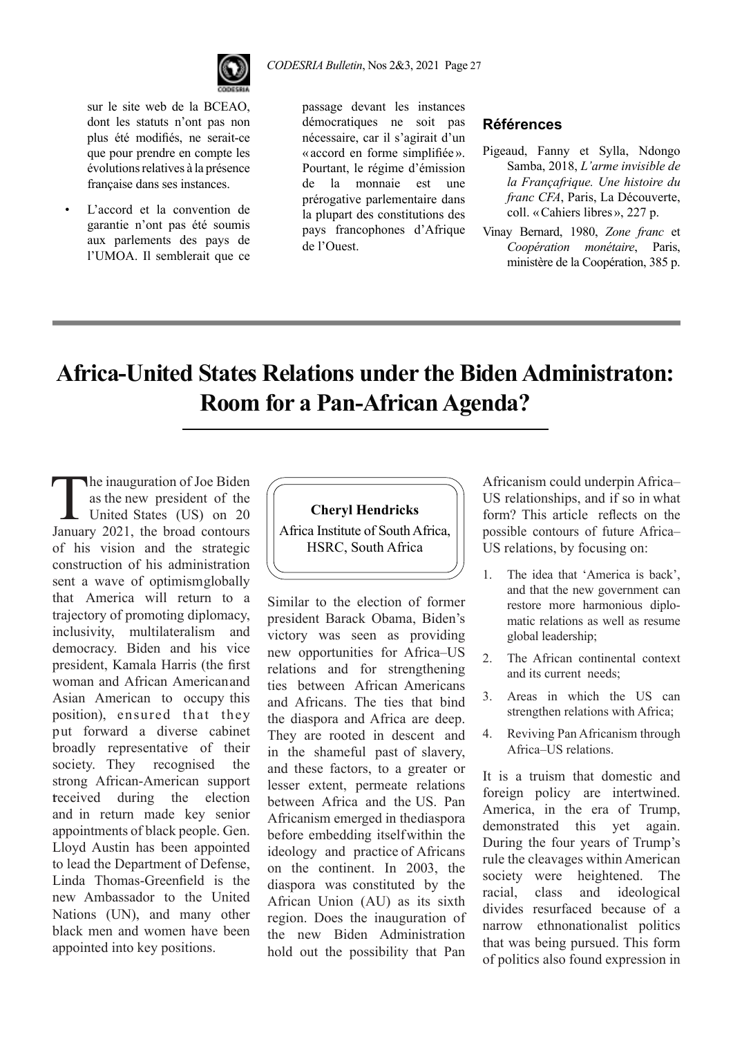sur le site web de la BCEAO, dont les statuts n'ont pas non plus été modifiés, ne serait-ce que pour prendre en compte les évolutions relatives à la présence française dans ses instances.

- L'accord et la convention de garantie n'ont pas été soumis aux parlements des pays de l'UMOA. Il semblerait que ce passage devant les instances démocratiques ne soit pas nécessaire, car il s'agirait d'un « accord en forme simplifiée ». Pourtant, le régime d'émission de la monnaie est une prérogative parlementaire dans la plupart des constitutions des pays francophones d'Afrique de l'Ouest.

### Références

Pigeaud, Fanny et Sylla, Ndongo Samba, 2018, *L'arme invisible de la Françafrique. Une histoire du franc CFA*, Paris, La Découverte, coll. « Cahiers libres », 227 p.

Vinay Bernard, 1980, *Zone franc* et *Coopération monétaire*, Paris, ministère de la Coopération, 385 p.

---

# Africa-United States Relations under the Biden Administraton: Room for a Pan-African Agenda?

**Cheryl Hendricks**
Africa Institute of South Africa, HSRC, South Africa

The inauguration of Joe Biden as the new president of the United States (US) on 20 January 2021, the broad contours of his vision and the strategic construction of his administration sent a wave of optimismglobally that America will return to a trajectory of promoting diplomacy, inclusivity, multilateralism and democracy. Biden and his vice president, Kamala Harris (the first woman and African Americanand Asian American to occupy this position), ensured that they put forward a diverse cabinet broadly representative of their society. They recognised the strong African-American support received during the election and in return made key senior appointments of black people. Gen. Lloyd Austin has been appointed to lead the Department of Defense, Linda Thomas-Greenfield is the new Ambassador to the United Nations (UN), and many other black men and women have been appointed into key positions.

Similar to the election of former president Barack Obama, Biden's victory was seen as providing new opportunities for Africa–US relations and for strengthening ties between African Americans and Africans. The ties that bind the diaspora and Africa are deep. They are rooted in descent and in the shameful past of slavery, and these factors, to a greater or lesser extent, permeate relations between Africa and the US. Pan Africanism emerged in thediaspora before embedding itselfwithin the ideology and practice of Africans on the continent. In 2003, the diaspora was constituted by the African Union (AU) as its sixth region. Does the inauguration of the new Biden Administration hold out the possibility that Pan Africanism could underpin Africa–US relationships, and if so in what form? This article reflects on the possible contours of future Africa–US relations, by focusing on:

1. The idea that 'America is back', and that the new government can restore more harmonious diplomatic relations as well as resume global leadership;
2. The African continental context and its current needs;
3. Areas in which the US can strengthen relations with Africa;
4. Reviving Pan Africanism through Africa–US relations.

It is a truism that domestic and foreign policy are intertwined. America, in the era of Trump, demonstrated this yet again. During the four years of Trump's rule the cleavages within American society were heightened. The racial, class and ideological divides resurfaced because of a narrow ethnonationalist politics that was being pursued. This form of politics also found expression in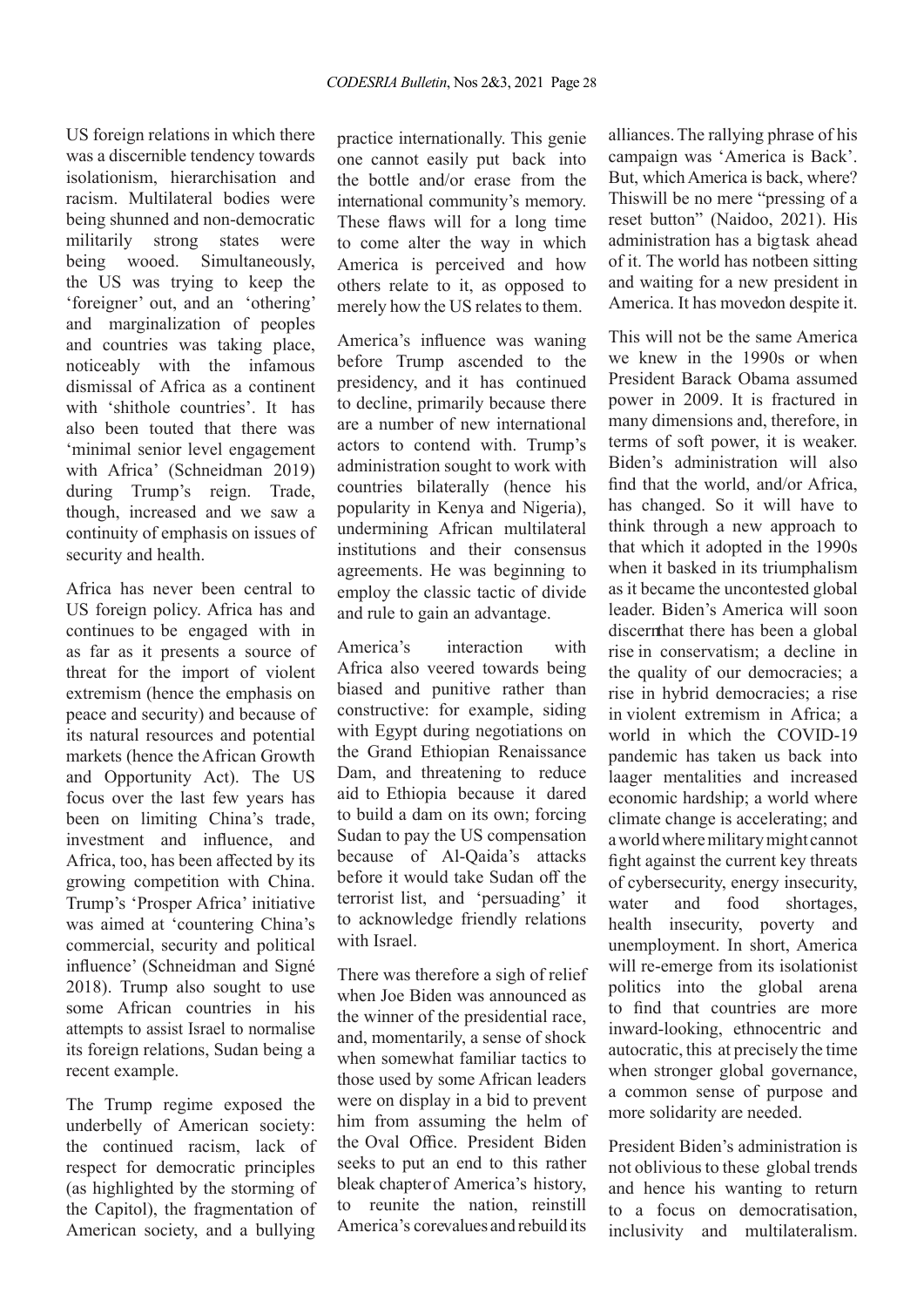US foreign relations in which there was a discernible tendency towards isolationism, hierarchisation and racism. Multilateral bodies were being shunned and non-democratic militarily strong states were being wooed. Simultaneously, the US was trying to keep the 'foreigner' out, and an 'othering' and marginalization of peoples and countries was taking place, noticeably with the infamous dismissal of Africa as a continent with 'shithole countries'. It has also been touted that there was 'minimal senior level engagement with Africa' (Schneidman 2019) during Trump's reign. Trade, though, increased and we saw a continuity of emphasis on issues of security and health.

Africa has never been central to US foreign policy. Africa has and continues to be engaged with in as far as it presents a source of threat for the import of violent extremism (hence the emphasis on peace and security) and because of its natural resources and potential markets (hence the African Growth and Opportunity Act). The US focus over the last few years has been on limiting China's trade, investment and influence, and Africa, too, has been affected by its growing competition with China. Trump's 'Prosper Africa' initiative was aimed at 'countering China's commercial, security and political influence' (Schneidman and Signé 2018). Trump also sought to use some African countries in his attempts to assist Israel to normalise its foreign relations, Sudan being a recent example.

The Trump regime exposed the underbelly of American society: the continued racism, lack of respect for democratic principles (as highlighted by the storming of the Capitol), the fragmentation of American society, and a bullying practice internationally. This genie one cannot easily put back into the bottle and/or erase from the international community's memory. These flaws will for a long time to come alter the way in which America is perceived and how others relate to it, as opposed to merely how the US relates to them.

America's influence was waning before Trump ascended to the presidency, and it has continued to decline, primarily because there are a number of new international actors to contend with. Trump's administration sought to work with countries bilaterally (hence his popularity in Kenya and Nigeria), undermining African multilateral institutions and their consensus agreements. He was beginning to employ the classic tactic of divide and rule to gain an advantage.

America's interaction with Africa also veered towards being biased and punitive rather than constructive: for example, siding with Egypt during negotiations on the Grand Ethiopian Renaissance Dam, and threatening to reduce aid to Ethiopia because it dared to build a dam on its own; forcing Sudan to pay the US compensation because of Al-Qaida's attacks before it would take Sudan off the terrorist list, and 'persuading' it to acknowledge friendly relations with Israel.

There was therefore a sigh of relief when Joe Biden was announced as the winner of the presidential race, and, momentarily, a sense of shock when somewhat familiar tactics to those used by some African leaders were on display in a bid to prevent him from assuming the helm of the Oval Office. President Biden seeks to put an end to this rather bleak chapter of America's history, to reunite the nation, reinstill America's core values and rebuild its alliances. The rallying phrase of his campaign was 'America is Back'. But, which America is back, where? This will be no mere "pressing of a reset button" (Naidoo, 2021). His administration has a big task ahead of it. The world has not been sitting and waiting for a new president in America. It has moved on despite it.

This will not be the same America we knew in the 1990s or when President Barack Obama assumed power in 2009. It is fractured in many dimensions and, therefore, in terms of soft power, it is weaker. Biden's administration will also find that the world, and/or Africa, has changed. So it will have to think through a new approach to that which it adopted in the 1990s when it basked in its triumphalism as it became the uncontested global leader. Biden's America will soon discern that there has been a global rise in conservatism; a decline in the quality of our democracies; a rise in hybrid democracies; a rise in violent extremism in Africa; a world in which the COVID-19 pandemic has taken us back into laager mentalities and increased economic hardship; a world where climate change is accelerating; and a world where military might cannot fight against the current key threats of cybersecurity, energy insecurity, water and food shortages, health insecurity, poverty and unemployment. In short, America will re-emerge from its isolationist politics into the global arena to find that countries are more inward-looking, ethnocentric and autocratic, this at precisely the time when stronger global governance, a common sense of purpose and more solidarity are needed.

President Biden's administration is not oblivious to these global trends and hence his wanting to return to a focus on democratisation, inclusivity and multilateralism.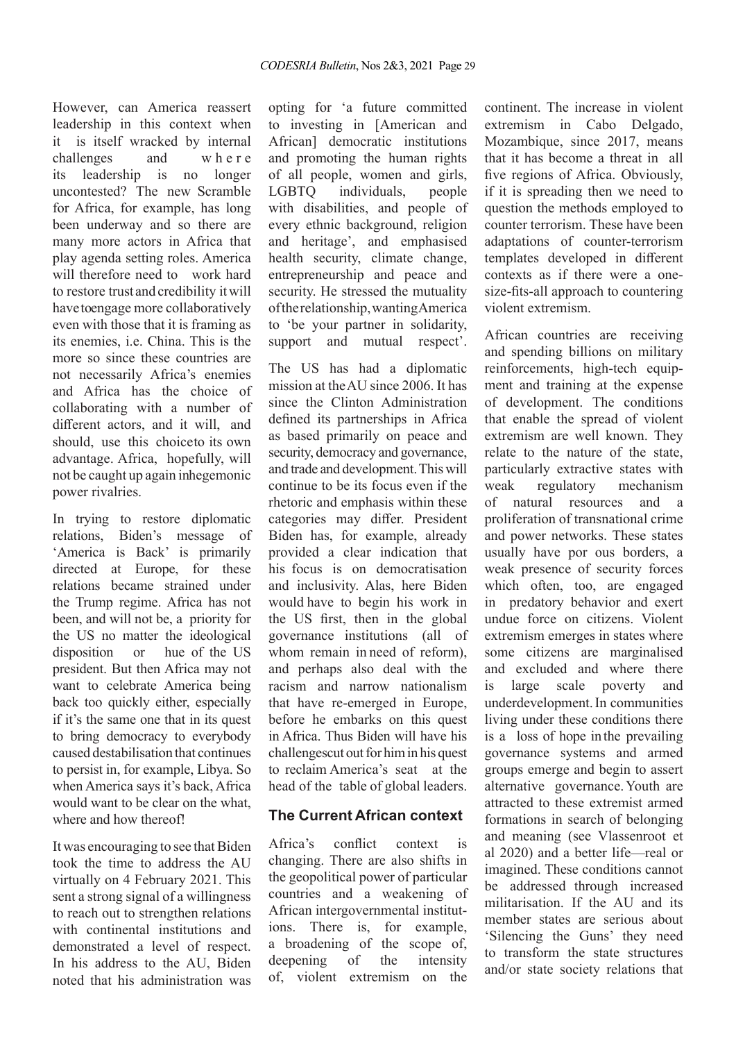However, can America reassert leadership in this context when it is itself wracked by internal challenges and where its leadership is no longer uncontested? The new Scramble for Africa, for example, has long been underway and so there are many more actors in Africa that play agenda setting roles. America will therefore need to work hard to restore trust and credibility it will have to engage more collaboratively even with those that it is framing as its enemies, i.e. China. This is the more so since these countries are not necessarily Africa's enemies and Africa has the choice of collaborating with a number of different actors, and it will, and should, use this choice to its own advantage. Africa, hopefully, will not be caught up again in hegemonic power rivalries.

In trying to restore diplomatic relations, Biden's message of 'America is Back' is primarily directed at Europe, for these relations became strained under the Trump regime. Africa has not been, and will not be, a priority for the US no matter the ideological disposition or hue of the US president. But then Africa may not want to celebrate America being back too quickly either, especially if it's the same one that in its quest to bring democracy to everybody caused destabilisation that continues to persist in, for example, Libya. So when America says it's back, Africa would want to be clear on the what, where and how thereof!

It was encouraging to see that Biden took the time to address the AU virtually on 4 February 2021. This sent a strong signal of a willingness to reach out to strengthen relations with continental institutions and demonstrated a level of respect. In his address to the AU, Biden noted that his administration was opting for 'a future committed to investing in [American and African] democratic institutions and promoting the human rights of all people, women and girls, LGBTQ individuals, people with disabilities, and people of every ethnic background, religion and heritage', and emphasised health security, climate change, entrepreneurship and peace and security. He stressed the mutuality of the relationship, wanting America to 'be your partner in solidarity, support and mutual respect'.

The US has had a diplomatic mission at the AU since 2006. It has since the Clinton Administration defined its partnerships in Africa as based primarily on peace and security, democracy and governance, and trade and development. This will continue to be its focus even if the rhetoric and emphasis within these categories may differ. President Biden has, for example, already provided a clear indication that his focus is on democratisation and inclusivity. Alas, here Biden would have to begin his work in the US first, then in the global governance institutions (all of whom remain in need of reform), and perhaps also deal with the racism and narrow nationalism that have re-emerged in Europe, before he embarks on this quest in Africa. Thus Biden will have his challenges cut out for him in his quest to reclaim America's seat at the head of the table of global leaders.

## The Current African context

Africa's conflict context is changing. There are also shifts in the geopolitical power of particular countries and a weakening of African intergovernmental institutions. There is, for example, a broadening of the scope of, deepening of the intensity of, violent extremism on the continent. The increase in violent extremism in Cabo Delgado, Mozambique, since 2017, means that it has become a threat in all five regions of Africa. Obviously, if it is spreading then we need to question the methods employed to counter terrorism. These have been adaptations of counter-terrorism templates developed in different contexts as if there were a one-size-fits-all approach to countering violent extremism.

African countries are receiving and spending billions on military reinforcements, high-tech equipment and training at the expense of development. The conditions that enable the spread of violent extremism are well known. They relate to the nature of the state, particularly extractive states with weak regulatory mechanism of natural resources and a proliferation of transnational crime and power networks. These states usually have porous borders, a weak presence of security forces which often, too, are engaged in predatory behavior and exert undue force on citizens. Violent extremism emerges in states where some citizens are marginalised and excluded and where there is large scale poverty and underdevelopment. In communities living under these conditions there is a loss of hope in the prevailing governance systems and armed groups emerge and begin to assert alternative governance. Youth are attracted to these extremist armed formations in search of belonging and meaning (see Vlassenroot et al 2020) and a better life—real or imagined. These conditions cannot be addressed through increased militarisation. If the AU and its member states are serious about 'Silencing the Guns' they need to transform the state structures and/or state society relations that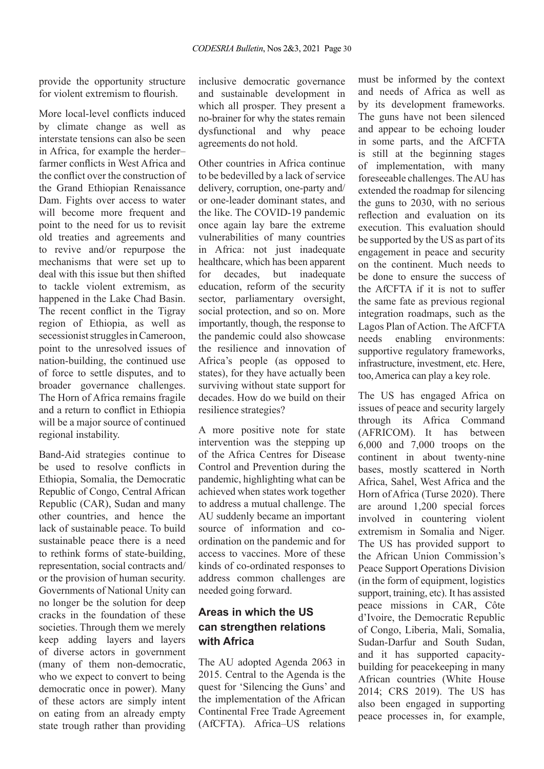provide the opportunity structure for violent extremism to flourish.

More local-level conflicts induced by climate change as well as interstate tensions can also be seen in Africa, for example the herder–farmer conflicts in West Africa and the conflict over the construction of the Grand Ethiopian Renaissance Dam. Fights over access to water will become more frequent and point to the need for us to revisit old treaties and agreements and to revive and/or repurpose the mechanisms that were set up to deal with this issue but then shifted to tackle violent extremism, as happened in the Lake Chad Basin. The recent conflict in the Tigray region of Ethiopia, as well as secessionist struggles in Cameroon, point to the unresolved issues of nation-building, the continued use of force to settle disputes, and to broader governance challenges. The Horn of Africa remains fragile and a return to conflict in Ethiopia will be a major source of continued regional instability.

Band-Aid strategies continue to be used to resolve conflicts in Ethiopia, Somalia, the Democratic Republic of Congo, Central African Republic (CAR), Sudan and many other countries, and hence the lack of sustainable peace. To build sustainable peace there is a need to rethink forms of state-building, representation, social contracts and/or the provision of human security. Governments of National Unity can no longer be the solution for deep cracks in the foundation of these societies. Through them we merely keep adding layers and layers of diverse actors in government (many of them non-democratic, who we expect to convert to being democratic once in power). Many of these actors are simply intent on eating from an already empty state trough rather than providing inclusive democratic governance and sustainable development in which all prosper. They present a no-brainer for why the states remain dysfunctional and why peace agreements do not hold.

Other countries in Africa continue to be bedevilled by a lack of service delivery, corruption, one-party and/or one-leader dominant states, and the like. The COVID-19 pandemic once again lay bare the extreme vulnerabilities of many countries in Africa: not just inadequate healthcare, which has been apparent for decades, but inadequate education, reform of the security sector, parliamentary oversight, social protection, and so on. More importantly, though, the response to the pandemic could also showcase the resilience and innovation of Africa's people (as opposed to states), for they have actually been surviving without state support for decades. How do we build on their resilience strategies?

A more positive note for state intervention was the stepping up of the Africa Centres for Disease Control and Prevention during the pandemic, highlighting what can be achieved when states work together to address a mutual challenge. The AU suddenly became an important source of information and co-ordination on the pandemic and for access to vaccines. More of these kinds of co-ordinated responses to address common challenges are needed going forward.

## Areas in which the US can strengthen relations with Africa

The AU adopted Agenda 2063 in 2015. Central to the Agenda is the quest for 'Silencing the Guns' and the implementation of the African Continental Free Trade Agreement (AfCFTA). Africa–US relations must be informed by the context and needs of Africa as well as by its development frameworks. The guns have not been silenced and appear to be echoing louder in some parts, and the AfCFTA is still at the beginning stages of implementation, with many foreseeable challenges. The AU has extended the roadmap for silencing the guns to 2030, with no serious reflection and evaluation on its execution. This evaluation should be supported by the US as part of its engagement in peace and security on the continent. Much needs to be done to ensure the success of the AfCFTA if it is not to suffer the same fate as previous regional integration roadmaps, such as the Lagos Plan of Action. The AfCFTA needs enabling environments: supportive regulatory frameworks, infrastructure, investment, etc. Here, too, America can play a key role.

The US has engaged Africa on issues of peace and security largely through its Africa Command (AFRICOM). It has between 6,000 and 7,000 troops on the continent in about twenty-nine bases, mostly scattered in North Africa, Sahel, West Africa and the Horn of Africa (Turse 2020). There are around 1,200 special forces involved in countering violent extremism in Somalia and Niger. The US has provided support to the African Union Commission's Peace Support Operations Division (in the form of equipment, logistics support, training, etc). It has assisted peace missions in CAR, Côte d'Ivoire, the Democratic Republic of Congo, Liberia, Mali, Somalia, Sudan-Darfur and South Sudan, and it has supported capacity-building for peacekeeping in many African countries (White House 2014; CRS 2019). The US has also been engaged in supporting peace processes in, for example,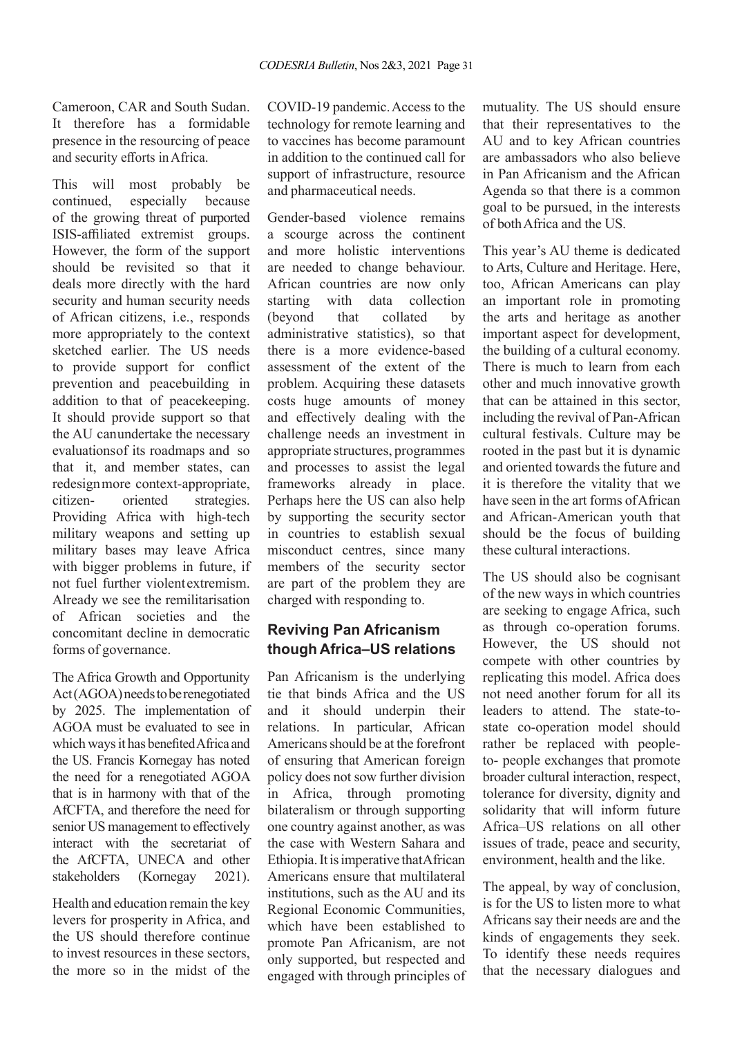Cameroon, CAR and South Sudan. It therefore has a formidable presence in the resourcing of peace and security efforts in Africa.

This will most probably be continued, especially because of the growing threat of purported ISIS-affiliated extremist groups. However, the form of the support should be revisited so that it deals more directly with the hard security and human security needs of African citizens, i.e., responds more appropriately to the context sketched earlier. The US needs to provide support for conflict prevention and peacebuilding in addition to that of peacekeeping. It should provide support so that the AU can undertake the necessary evaluations of its roadmaps and so that it, and member states, can redesign more context-appropriate, citizen- oriented strategies. Providing Africa with high-tech military weapons and setting up military bases may leave Africa with bigger problems in future, if not fuel further violent extremism. Already we see the remilitarisation of African societies and the concomitant decline in democratic forms of governance.

The Africa Growth and Opportunity Act (AGOA) needs to be renegotiated by 2025. The implementation of AGOA must be evaluated to see in which ways it has benefited Africa and the US. Francis Kornegay has noted the need for a renegotiated AGOA that is in harmony with that of the AfCFTA, and therefore the need for senior US management to effectively interact with the secretariat of the AfCFTA, UNECA and other stakeholders (Kornegay 2021).

Health and education remain the key levers for prosperity in Africa, and the US should therefore continue to invest resources in these sectors, the more so in the midst of the COVID-19 pandemic. Access to the technology for remote learning and to vaccines has become paramount in addition to the continued call for support of infrastructure, resource and pharmaceutical needs.

Gender-based violence remains a scourge across the continent and more holistic interventions are needed to change behaviour. African countries are now only starting with data collection (beyond that collated by administrative statistics), so that there is a more evidence-based assessment of the extent of the problem. Acquiring these datasets costs huge amounts of money and effectively dealing with the challenge needs an investment in appropriate structures, programmes and processes to assist the legal frameworks already in place. Perhaps here the US can also help by supporting the security sector in countries to establish sexual misconduct centres, since many members of the security sector are part of the problem they are charged with responding to.

## Reviving Pan Africanism though Africa–US relations

Pan Africanism is the underlying tie that binds Africa and the US and it should underpin their relations. In particular, African Americans should be at the forefront of ensuring that American foreign policy does not sow further division in Africa, through promoting bilateralism or through supporting one country against another, as was the case with Western Sahara and Ethiopia. It is imperative that African Americans ensure that multilateral institutions, such as the AU and its Regional Economic Communities, which have been established to promote Pan Africanism, are not only supported, but respected and engaged with through principles of mutuality. The US should ensure that their representatives to the AU and to key African countries are ambassadors who also believe in Pan Africanism and the African Agenda so that there is a common goal to be pursued, in the interests of both Africa and the US.

This year's AU theme is dedicated to Arts, Culture and Heritage. Here, too, African Americans can play an important role in promoting the arts and heritage as another important aspect for development, the building of a cultural economy. There is much to learn from each other and much innovative growth that can be attained in this sector, including the revival of Pan-African cultural festivals. Culture may be rooted in the past but it is dynamic and oriented towards the future and it is therefore the vitality that we have seen in the art forms of African and African-American youth that should be the focus of building these cultural interactions.

The US should also be cognisant of the new ways in which countries are seeking to engage Africa, such as through co-operation forums. However, the US should not compete with other countries by replicating this model. Africa does not need another forum for all its leaders to attend. The state-to-state co-operation model should rather be replaced with people-to- people exchanges that promote broader cultural interaction, respect, tolerance for diversity, dignity and solidarity that will inform future Africa–US relations on all other issues of trade, peace and security, environment, health and the like.

The appeal, by way of conclusion, is for the US to listen more to what Africans say their needs are and the kinds of engagements they seek. To identify these needs requires that the necessary dialogues and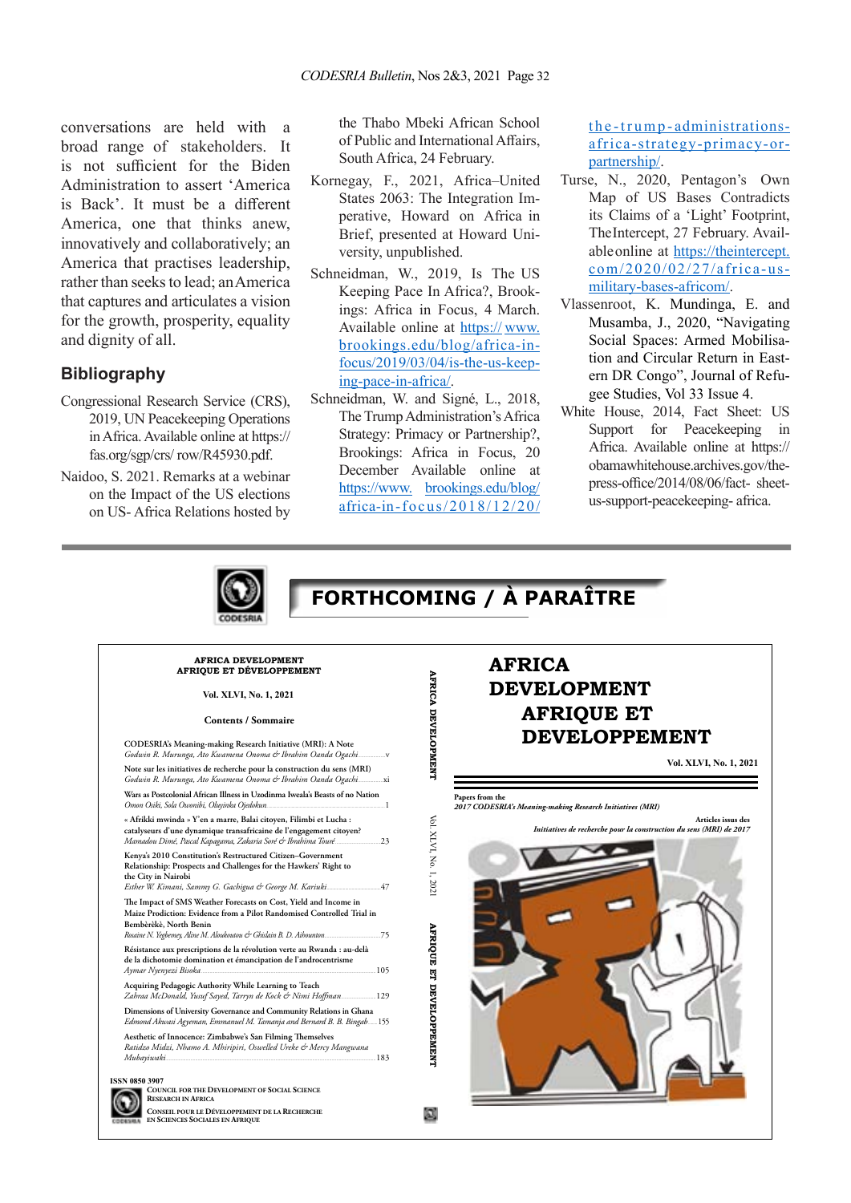conversations are held with a broad range of stakeholders. It is not sufficient for the Biden Administration to assert 'America is Back'. It must be a different America, one that thinks anew, innovatively and collaboratively; an America that practises leadership, rather than seeks to lead; an America that captures and articulates a vision for the growth, prosperity, equality and dignity of all.

## Bibliography

Congressional Research Service (CRS), 2019, UN Peacekeeping Operations in Africa. Available online at https://fas.org/sgp/crs/ row/R45930.pdf.

Naidoo, S. 2021. Remarks at a webinar on the Impact of the US elections on US- Africa Relations hosted by the Thabo Mbeki African School of Public and International Affairs, South Africa, 24 February.

Kornegay, F., 2021, Africa–United States 2063: The Integration Imperative, Howard on Africa in Brief, presented at Howard University, unpublished.

Schneidman, W., 2019, Is The US Keeping Pace In Africa?, Brookings: Africa in Focus, 4 March. Available online at https:// www.brookings.edu/blog/africa-in-focus/2019/03/04/is-the-us-keeping-pace-in-africa/.

Schneidman, W. and Signé, L., 2018, The Trump Administration's Africa Strategy: Primacy or Partnership?, Brookings: Africa in Focus, 20 December Available online at https://www. brookings.edu/blog/africa-in-focus/2018/12/20/the-trump-administrations-africa-strategy-primacy-or-partnership/.

Turse, N., 2020, Pentagon's Own Map of US Bases Contradicts its Claims of a 'Light' Footprint, TheIntercept, 27 February. Available online at https://theintercept.com/2020/02/27/africa-us-military-bases-africom/.

Vlassenroot, K. Mundinga, E. and Musamba, J., 2020, "Navigating Social Spaces: Armed Mobilisation and Circular Return in Eastern DR Congo", Journal of Refugee Studies, Vol 33 Issue 4.

White House, 2014, Fact Sheet: US Support for Peacekeeping in Africa. Available online at https://obamawhitehouse.archives.gov/the-press-office/2014/08/06/fact- sheet-us-support-peacekeeping- africa.

## FORTHCOMING / À PARAÎTRE

**AFRICA DEVELOPMENT**
**AFRIQUE ET DÉVELOPPEMENT**

**Vol. XLVI, No. 1, 2021**

**Contents / Sommaire**

CODESRIA's Meaning-making Research Initiative (MRI): A Note
*Godwin R. Murunga, Ato Kwamena Onoma & Ibrahim Oanda Ogachi* ............ v

Note sur les initiatives de recherche pour la construction du sens (MRI)
*Godwin R. Murunga, Ato Kwamena Onoma & Ibrahim Oanda Ogachi* ............ xi

Wars as Postcolonial African Illness in Uzodinma Iweala's Beasts of no Nation
*Omon Osiki, Sola Owonibi, Oluyinka Ojedokun* ............ 1

« Afrikki mwinda » Y'en a marre, Balai citoyen, Filimbi et Lucha : catalyseurs d'une dynamique transafricaine de l'engagement citoyen?
*Mamadou Dimé, Pascal Kapagama, Zakaria Soré & Ibrahima Touré* ............ 23

Kenya's 2010 Constitution's Restructured Citizen–Government Relationship: Prospects and Challenges for the Hawkers' Right to the City in Nairobi
*Esther W. Kimani, Sammy G. Gachigua & George M. Kariuki* ............ 47

The Impact of SMS Weather Forecasts on Cost, Yield and Income in Maize Production: Evidence from a Pilot Randomised Controlled Trial in Bembèrèkè, North Benin
*Rosaine N. Yegbemey, Aline M. Aloukoutou & Ghislain B. D. Aihounton* ............ 75

Résistance aux prescriptions de la révolution verte au Rwanda : au-delà de la dichotomie domination et émancipation de l'androcentrisme
*Aymar Nyenyezi Bisoka* ............ 105

Acquiring Pedagogic Authority While Learning to Teach
*Zahraa McDonald, Yusuf Sayed, Tarryn de Kock & Nimi Hoffman* ............ 129

Dimensions of University Governance and Community Relations in Ghana
*Edmond Akwasi Agyeman, Emmanuel M. Tamanja and Bernard B. B. Bingab* ............ 155

Aesthetic of Innocence: Zimbabwe's San Filming Themselves
*Ratidzo Midzi, Nhamo A. Mhiripiri, Oswelled Ureke & Mercy Mangwana Mubayiwaki* ............ 183

ISSN 0850 3907

Council for the Development of Social Science Research in Africa
Conseil pour le Développement de la Recherche en Sciences Sociales en Afrique

**AFRICA DEVELOPMENT**
**AFRIQUE ET DEVELOPPEMENT**

**Vol. XLVI, No. 1, 2021**

Papers from the
*2017 CODESRIA's Meaning-making Research Initiatives (MRI)*

Articles issus des
*Initiatives de recherche pour la construction du sens (MRI) de 2017*